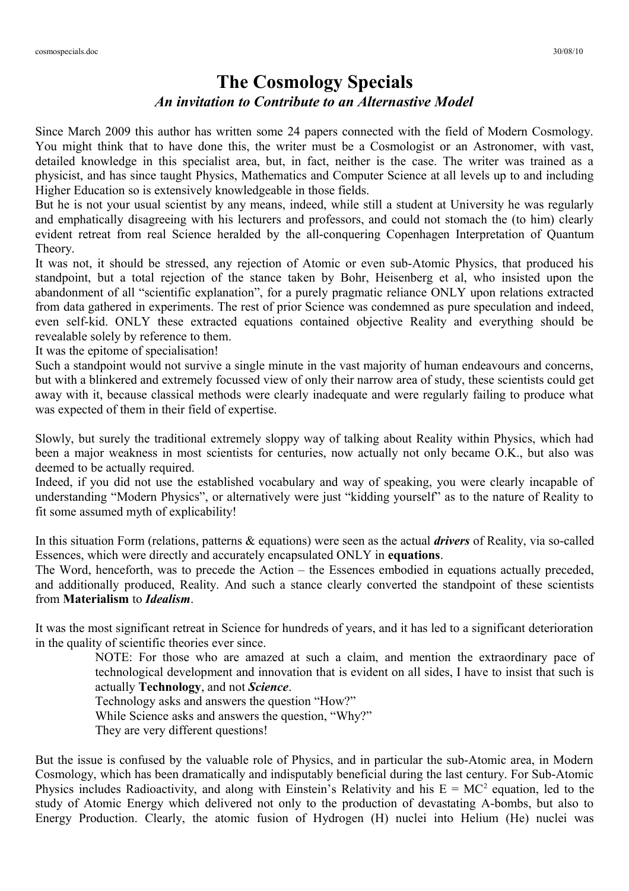# The Cosmology Specials

### *An invitation to Contribute to an Alternastive Model*

Since March 2009 this author has written some 24 papers connected with the field of Modern Cosmology. You might think that to have done this, the writer must be a Cosmologist or an Astronomer, with vast, detailed knowledge in this specialist area, but, in fact, neither is the case. The writer was trained as a physicist, and has since taught Physics, Mathematics and Computer Science at all levels up to and including Higher Education so is extensively knowledgeable in those fields.

But he is not your usual scientist by any means, indeed, while still a student at University he was regularly and emphatically disagreeing with his lecturers and professors, and could not stomach the (to him) clearly evident retreat from real Science heralded by the all-conquering Copenhagen Interpretation of Quantum Theory.

It was not, it should be stressed, any rejection of Atomic or even sub-Atomic Physics, that produced his standpoint, but a total rejection of the stance taken by Bohr, Heisenberg et al, who insisted upon the abandonment of all "scientific explanation", for a purely pragmatic reliance ONLY upon relations extracted from data gathered in experiments. The rest of prior Science was condemned as pure speculation and indeed, even self-kid. ONLY these extracted equations contained objective Reality and everything should be revealable solely by reference to them.

It was the epitome of specialisation!

Such a standpoint would not survive a single minute in the vast majority of human endeavours and concerns, but with a blinkered and extremely focussed view of only their narrow area of study, these scientists could get away with it, because classical methods were clearly inadequate and were regularly failing to produce what was expected of them in their field of expertise.

Slowly, but surely the traditional extremely sloppy way of talking about Reality within Physics, which had been a major weakness in most scientists for centuries, now actually not only became O.K., but also was deemed to be actually required.

Indeed, if you did not use the established vocabulary and way of speaking, you were clearly incapable of understanding "Modern Physics", or alternatively were just "kidding yourself" as to the nature of Reality to fit some assumed myth of explicability!

In this situation Form (relations, patterns & equations) were seen as the actual ***drivers*** of Reality, via so-called Essences, which were directly and accurately encapsulated ONLY in **equations**.

The Word, henceforth, was to precede the Action – the Essences embodied in equations actually preceded, and additionally produced, Reality. And such a stance clearly converted the standpoint of these scientists from **Materialism** to ***Idealism***.

It was the most significant retreat in Science for hundreds of years, and it has led to a significant deterioration in the quality of scientific theories ever since.

> NOTE: For those who are amazed at such a claim, and mention the extraordinary pace of technological development and innovation that is evident on all sides, I have to insist that such is actually **Technology**, and not ***Science***.
>
> Technology asks and answers the question "How?"
>
> While Science asks and answers the question, "Why?"
>
> They are very different questions!

But the issue is confused by the valuable role of Physics, and in particular the sub-Atomic area, in Modern Cosmology, which has been dramatically and indisputably beneficial during the last century. For Sub-Atomic Physics includes Radioactivity, and along with Einstein's Relativity and his $E = MC^2$ equation, led to the study of Atomic Energy which delivered not only to the production of devastating A-bombs, but also to Energy Production. Clearly, the atomic fusion of Hydrogen (H) nuclei into Helium (He) nuclei was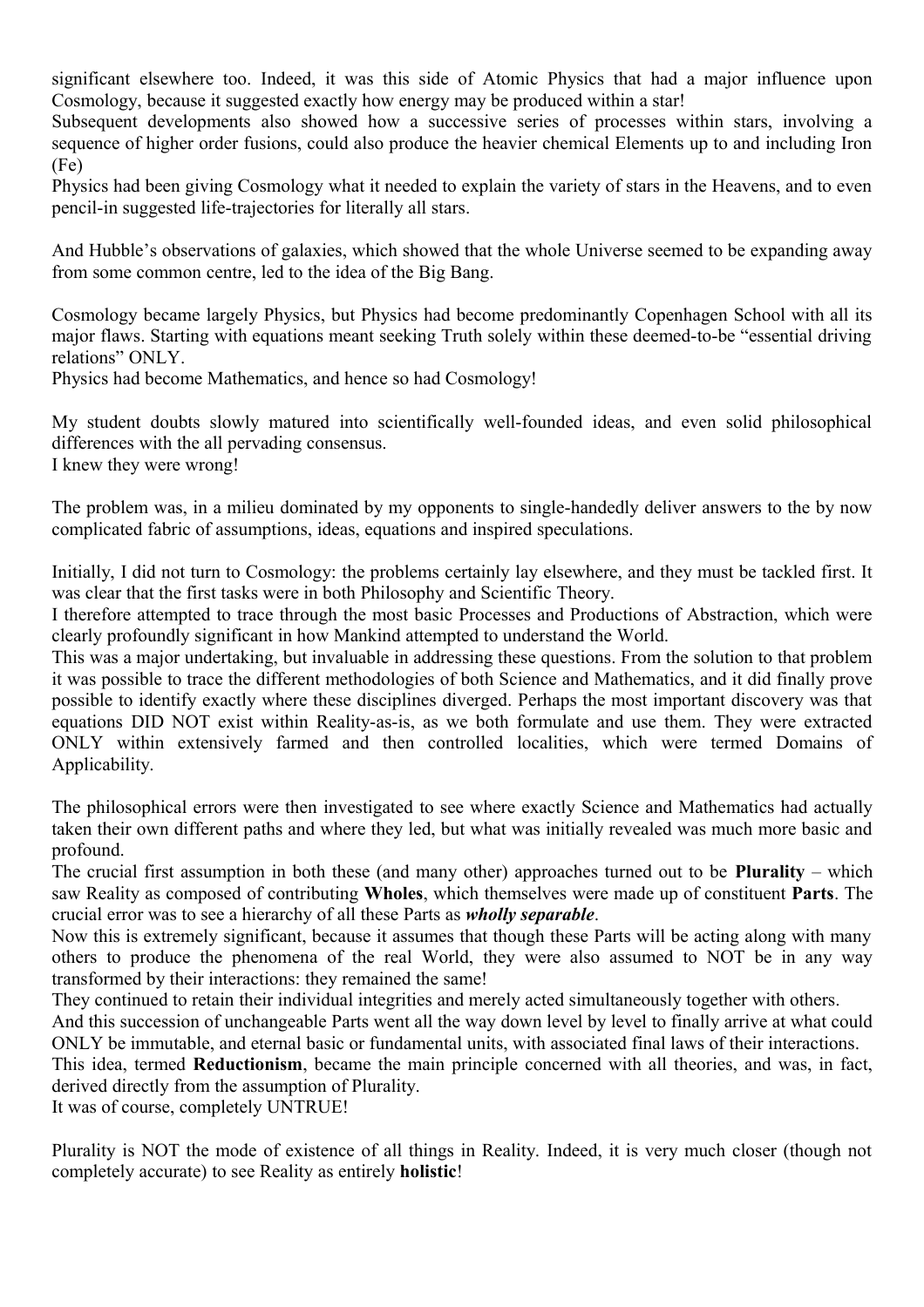significant elsewhere too. Indeed, it was this side of Atomic Physics that had a major influence upon Cosmology, because it suggested exactly how energy may be produced within a star!
Subsequent developments also showed how a successive series of processes within stars, involving a sequence of higher order fusions, could also produce the heavier chemical Elements up to and including Iron (Fe)
Physics had been giving Cosmology what it needed to explain the variety of stars in the Heavens, and to even pencil-in suggested life-trajectories for literally all stars.

And Hubble's observations of galaxies, which showed that the whole Universe seemed to be expanding away from some common centre, led to the idea of the Big Bang.

Cosmology became largely Physics, but Physics had become predominantly Copenhagen School with all its major flaws. Starting with equations meant seeking Truth solely within these deemed-to-be "essential driving relations" ONLY.
Physics had become Mathematics, and hence so had Cosmology!

My student doubts slowly matured into scientifically well-founded ideas, and even solid philosophical differences with the all pervading consensus.
I knew they were wrong!

The problem was, in a milieu dominated by my opponents to single-handedly deliver answers to the by now complicated fabric of assumptions, ideas, equations and inspired speculations.

Initially, I did not turn to Cosmology: the problems certainly lay elsewhere, and they must be tackled first. It was clear that the first tasks were in both Philosophy and Scientific Theory.
I therefore attempted to trace through the most basic Processes and Productions of Abstraction, which were clearly profoundly significant in how Mankind attempted to understand the World.
This was a major undertaking, but invaluable in addressing these questions. From the solution to that problem it was possible to trace the different methodologies of both Science and Mathematics, and it did finally prove possible to identify exactly where these disciplines diverged. Perhaps the most important discovery was that equations DID NOT exist within Reality-as-is, as we both formulate and use them. They were extracted ONLY within extensively farmed and then controlled localities, which were termed Domains of Applicability.

The philosophical errors were then investigated to see where exactly Science and Mathematics had actually taken their own different paths and where they led, but what was initially revealed was much more basic and profound.
The crucial first assumption in both these (and many other) approaches turned out to be **Plurality** – which saw Reality as composed of contributing **Wholes**, which themselves were made up of constituent **Parts**. The crucial error was to see a hierarchy of all these Parts as ***wholly separable***.
Now this is extremely significant, because it assumes that though these Parts will be acting along with many others to produce the phenomena of the real World, they were also assumed to NOT be in any way transformed by their interactions: they remained the same!
They continued to retain their individual integrities and merely acted simultaneously together with others.
And this succession of unchangeable Parts went all the way down level by level to finally arrive at what could ONLY be immutable, and eternal basic or fundamental units, with associated final laws of their interactions.
This idea, termed **Reductionism**, became the main principle concerned with all theories, and was, in fact, derived directly from the assumption of Plurality.
It was of course, completely UNTRUE!

Plurality is NOT the mode of existence of all things in Reality. Indeed, it is very much closer (though not completely accurate) to see Reality as entirely **holistic**!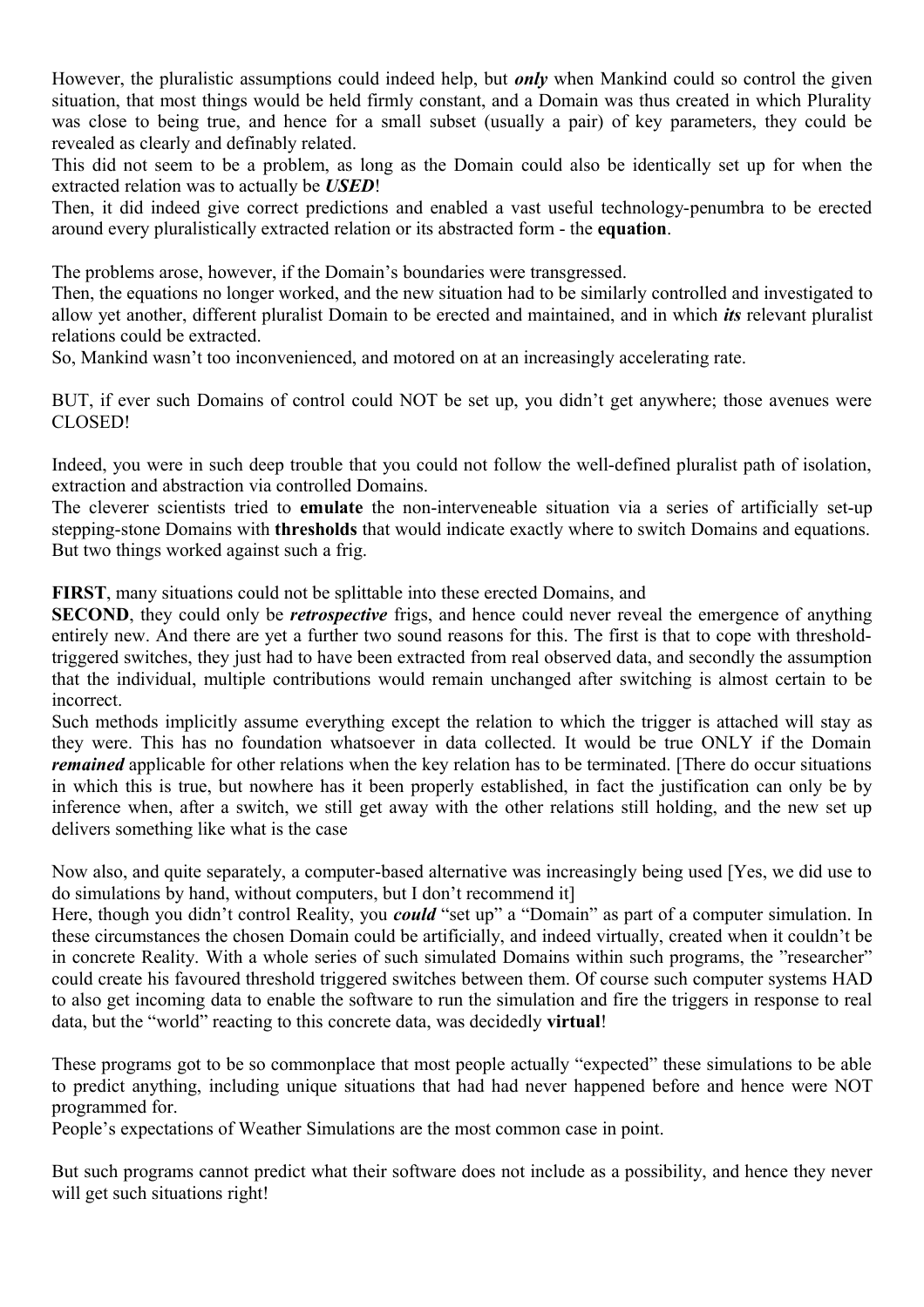However, the pluralistic assumptions could indeed help, but ***only*** when Mankind could so control the given situation, that most things would be held firmly constant, and a Domain was thus created in which Plurality was close to being true, and hence for a small subset (usually a pair) of key parameters, they could be revealed as clearly and definably related.

This did not seem to be a problem, as long as the Domain could also be identically set up for when the extracted relation was to actually be ***USED***!

Then, it did indeed give correct predictions and enabled a vast useful technology-penumbra to be erected around every pluralistically extracted relation or its abstracted form - the **equation**.

The problems arose, however, if the Domain's boundaries were transgressed.

Then, the equations no longer worked, and the new situation had to be similarly controlled and investigated to allow yet another, different pluralist Domain to be erected and maintained, and in which ***its*** relevant pluralist relations could be extracted.

So, Mankind wasn't too inconvenienced, and motored on at an increasingly accelerating rate.

BUT, if ever such Domains of control could NOT be set up, you didn't get anywhere; those avenues were CLOSED!

Indeed, you were in such deep trouble that you could not follow the well-defined pluralist path of isolation, extraction and abstraction via controlled Domains.

The cleverer scientists tried to **emulate** the non-interveneable situation via a series of artificially set-up stepping-stone Domains with **thresholds** that would indicate exactly where to switch Domains and equations. But two things worked against such a frig.

**FIRST**, many situations could not be splittable into these erected Domains, and

**SECOND**, they could only be ***retrospective*** frigs, and hence could never reveal the emergence of anything entirely new. And there are yet a further two sound reasons for this. The first is that to cope with threshold-triggered switches, they just had to have been extracted from real observed data, and secondly the assumption that the individual, multiple contributions would remain unchanged after switching is almost certain to be incorrect.

Such methods implicitly assume everything except the relation to which the trigger is attached will stay as they were. This has no foundation whatsoever in data collected. It would be true ONLY if the Domain ***remained*** applicable for other relations when the key relation has to be terminated. [There do occur situations in which this is true, but nowhere has it been properly established, in fact the justification can only be by inference when, after a switch, we still get away with the other relations still holding, and the new set up delivers something like what is the case

Now also, and quite separately, a computer-based alternative was increasingly being used [Yes, we did use to do simulations by hand, without computers, but I don't recommend it]

Here, though you didn't control Reality, you ***could*** "set up" a "Domain" as part of a computer simulation. In these circumstances the chosen Domain could be artificially, and indeed virtually, created when it couldn't be in concrete Reality. With a whole series of such simulated Domains within such programs, the "researcher" could create his favoured threshold triggered switches between them. Of course such computer systems HAD to also get incoming data to enable the software to run the simulation and fire the triggers in response to real data, but the "world" reacting to this concrete data, was decidedly **virtual**!

These programs got to be so commonplace that most people actually "expected" these simulations to be able to predict anything, including unique situations that had had never happened before and hence were NOT programmed for.

People's expectations of Weather Simulations are the most common case in point.

But such programs cannot predict what their software does not include as a possibility, and hence they never will get such situations right!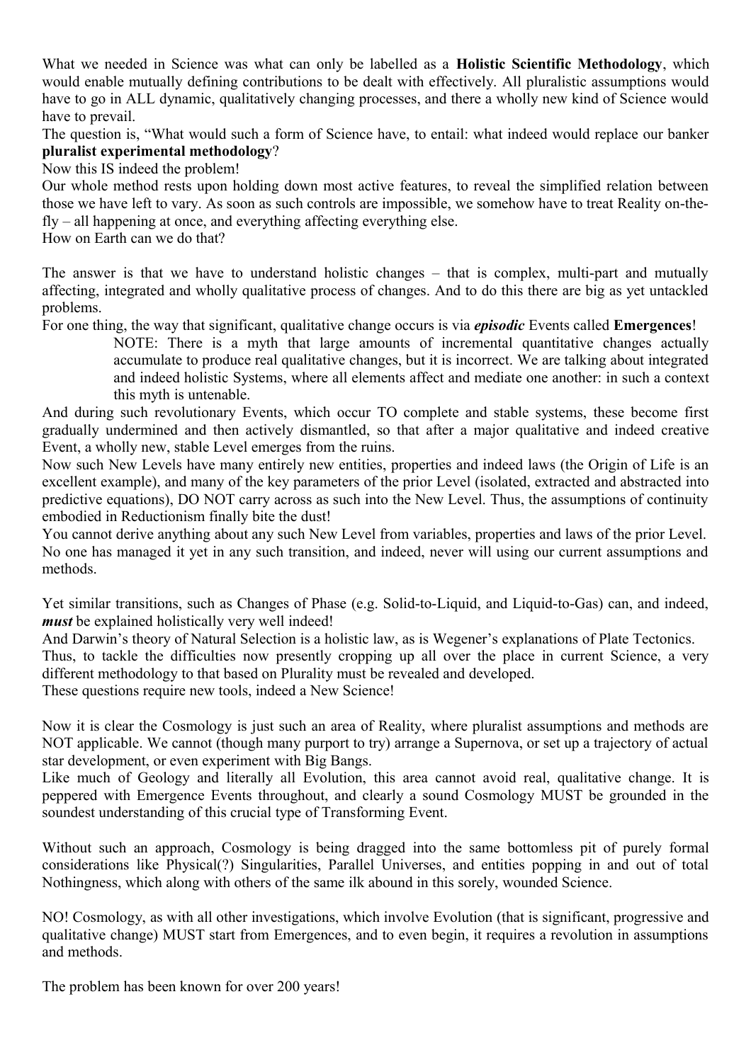What we needed in Science was what can only be labelled as a **Holistic Scientific Methodology**, which would enable mutually defining contributions to be dealt with effectively. All pluralistic assumptions would have to go in ALL dynamic, qualitatively changing processes, and there a wholly new kind of Science would have to prevail.

The question is, "What would such a form of Science have, to entail: what indeed would replace our banker **pluralist experimental methodology**?

Now this IS indeed the problem!

Our whole method rests upon holding down most active features, to reveal the simplified relation between those we have left to vary. As soon as such controls are impossible, we somehow have to treat Reality on-the-fly – all happening at once, and everything affecting everything else.

How on Earth can we do that?

The answer is that we have to understand holistic changes – that is complex, multi-part and mutually affecting, integrated and wholly qualitative process of changes. And to do this there are big as yet untackled problems.

For one thing, the way that significant, qualitative change occurs is via ***episodic*** Events called **Emergences**!

> NOTE: There is a myth that large amounts of incremental quantitative changes actually accumulate to produce real qualitative changes, but it is incorrect. We are talking about integrated and indeed holistic Systems, where all elements affect and mediate one another: in such a context this myth is untenable.

And during such revolutionary Events, which occur TO complete and stable systems, these become first gradually undermined and then actively dismantled, so that after a major qualitative and indeed creative Event, a wholly new, stable Level emerges from the ruins.

Now such New Levels have many entirely new entities, properties and indeed laws (the Origin of Life is an excellent example), and many of the key parameters of the prior Level (isolated, extracted and abstracted into predictive equations), DO NOT carry across as such into the New Level. Thus, the assumptions of continuity embodied in Reductionism finally bite the dust!

You cannot derive anything about any such New Level from variables, properties and laws of the prior Level. No one has managed it yet in any such transition, and indeed, never will using our current assumptions and methods.

Yet similar transitions, such as Changes of Phase (e.g. Solid-to-Liquid, and Liquid-to-Gas) can, and indeed, ***must*** be explained holistically very well indeed!

And Darwin's theory of Natural Selection is a holistic law, as is Wegener's explanations of Plate Tectonics.

Thus, to tackle the difficulties now presently cropping up all over the place in current Science, a very different methodology to that based on Plurality must be revealed and developed.

These questions require new tools, indeed a New Science!

Now it is clear the Cosmology is just such an area of Reality, where pluralist assumptions and methods are NOT applicable. We cannot (though many purport to try) arrange a Supernova, or set up a trajectory of actual star development, or even experiment with Big Bangs.

Like much of Geology and literally all Evolution, this area cannot avoid real, qualitative change. It is peppered with Emergence Events throughout, and clearly a sound Cosmology MUST be grounded in the soundest understanding of this crucial type of Transforming Event.

Without such an approach, Cosmology is being dragged into the same bottomless pit of purely formal considerations like Physical(?) Singularities, Parallel Universes, and entities popping in and out of total Nothingness, which along with others of the same ilk abound in this sorely, wounded Science.

NO! Cosmology, as with all other investigations, which involve Evolution (that is significant, progressive and qualitative change) MUST start from Emergences, and to even begin, it requires a revolution in assumptions and methods.

The problem has been known for over 200 years!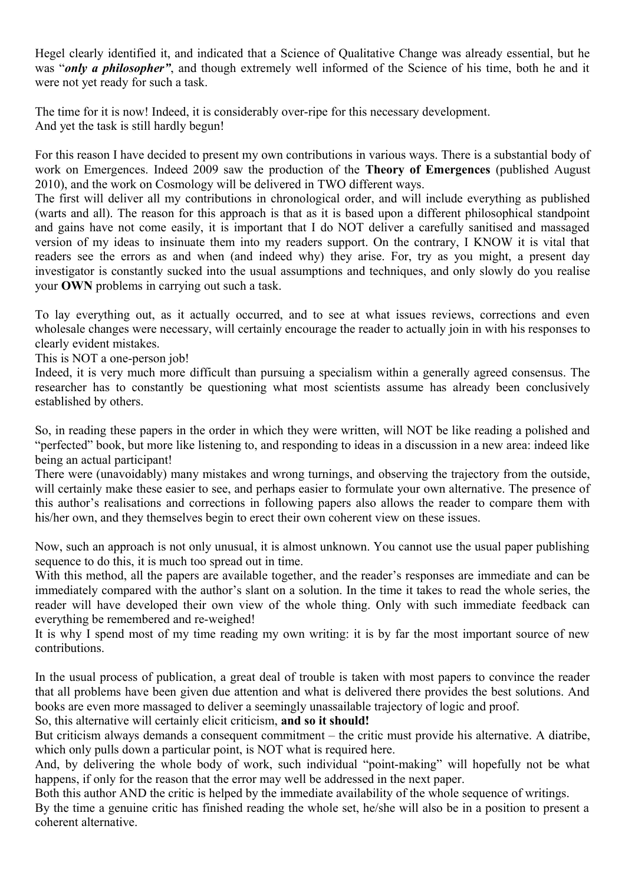Hegel clearly identified it, and indicated that a Science of Qualitative Change was already essential, but he was "***only a philosopher"***, and though extremely well informed of the Science of his time, both he and it were not yet ready for such a task.

The time for it is now! Indeed, it is considerably over-ripe for this necessary development.
And yet the task is still hardly begun!

For this reason I have decided to present my own contributions in various ways. There is a substantial body of work on Emergences. Indeed 2009 saw the production of the **Theory of Emergences** (published August 2010), and the work on Cosmology will be delivered in TWO different ways.
The first will deliver all my contributions in chronological order, and will include everything as published (warts and all). The reason for this approach is that as it is based upon a different philosophical standpoint and gains have not come easily, it is important that I do NOT deliver a carefully sanitised and massaged version of my ideas to insinuate them into my readers support. On the contrary, I KNOW it is vital that readers see the errors as and when (and indeed why) they arise. For, try as you might, a present day investigator is constantly sucked into the usual assumptions and techniques, and only slowly do you realise your **OWN** problems in carrying out such a task.

To lay everything out, as it actually occurred, and to see at what issues reviews, corrections and even wholesale changes were necessary, will certainly encourage the reader to actually join in with his responses to clearly evident mistakes.
This is NOT a one-person job!
Indeed, it is very much more difficult than pursuing a specialism within a generally agreed consensus. The researcher has to constantly be questioning what most scientists assume has already been conclusively established by others.

So, in reading these papers in the order in which they were written, will NOT be like reading a polished and "perfected" book, but more like listening to, and responding to ideas in a discussion in a new area: indeed like being an actual participant!
There were (unavoidably) many mistakes and wrong turnings, and observing the trajectory from the outside, will certainly make these easier to see, and perhaps easier to formulate your own alternative. The presence of this author's realisations and corrections in following papers also allows the reader to compare them with his/her own, and they themselves begin to erect their own coherent view on these issues.

Now, such an approach is not only unusual, it is almost unknown. You cannot use the usual paper publishing sequence to do this, it is much too spread out in time.
With this method, all the papers are available together, and the reader's responses are immediate and can be immediately compared with the author's slant on a solution. In the time it takes to read the whole series, the reader will have developed their own view of the whole thing. Only with such immediate feedback can everything be remembered and re-weighed!
It is why I spend most of my time reading my own writing: it is by far the most important source of new contributions.

In the usual process of publication, a great deal of trouble is taken with most papers to convince the reader that all problems have been given due attention and what is delivered there provides the best solutions. And books are even more massaged to deliver a seemingly unassailable trajectory of logic and proof.
So, this alternative will certainly elicit criticism, **and so it should!**
But criticism always demands a consequent commitment – the critic must provide his alternative. A diatribe, which only pulls down a particular point, is NOT what is required here.
And, by delivering the whole body of work, such individual "point-making" will hopefully not be what happens, if only for the reason that the error may well be addressed in the next paper.
Both this author AND the critic is helped by the immediate availability of the whole sequence of writings.
By the time a genuine critic has finished reading the whole set, he/she will also be in a position to present a coherent alternative.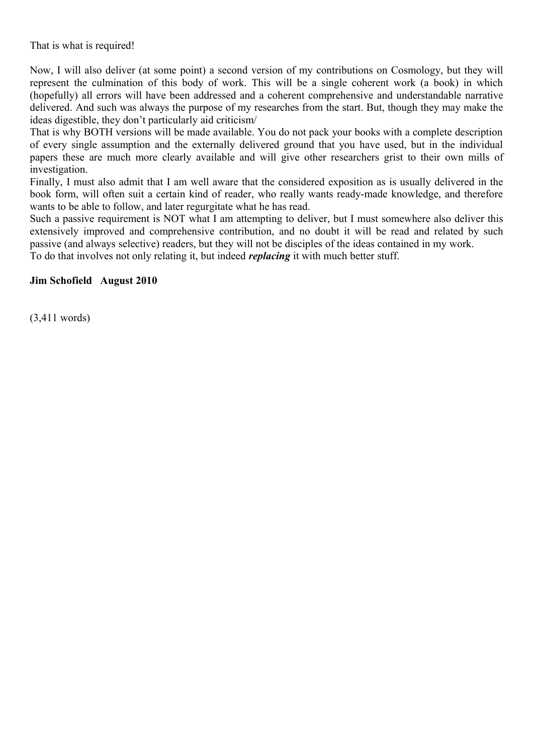That is what is required!

Now, I will also deliver (at some point) a second version of my contributions on Cosmology, but they will represent the culmination of this body of work. This will be a single coherent work (a book) in which (hopefully) all errors will have been addressed and a coherent comprehensive and understandable narrative delivered. And such was always the purpose of my researches from the start. But, though they may make the ideas digestible, they don't particularly aid criticism/

That is why BOTH versions will be made available. You do not pack your books with a complete description of every single assumption and the externally delivered ground that you have used, but in the individual papers these are much more clearly available and will give other researchers grist to their own mills of investigation.

Finally, I must also admit that I am well aware that the considered exposition as is usually delivered in the book form, will often suit a certain kind of reader, who really wants ready-made knowledge, and therefore wants to be able to follow, and later regurgitate what he has read.

Such a passive requirement is NOT what I am attempting to deliver, but I must somewhere also deliver this extensively improved and comprehensive contribution, and no doubt it will be read and related by such passive (and always selective) readers, but they will not be disciples of the ideas contained in my work.

To do that involves not only relating it, but indeed ***replacing*** it with much better stuff.

**Jim Schofield August 2010**

(3,411 words)